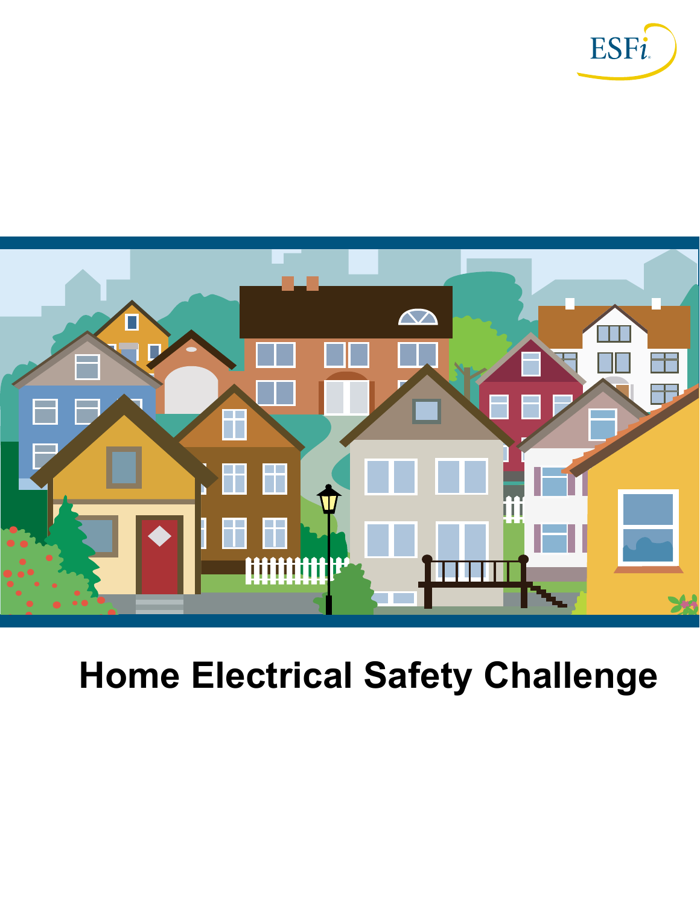ESFi

# Home Electrical Safety Challenge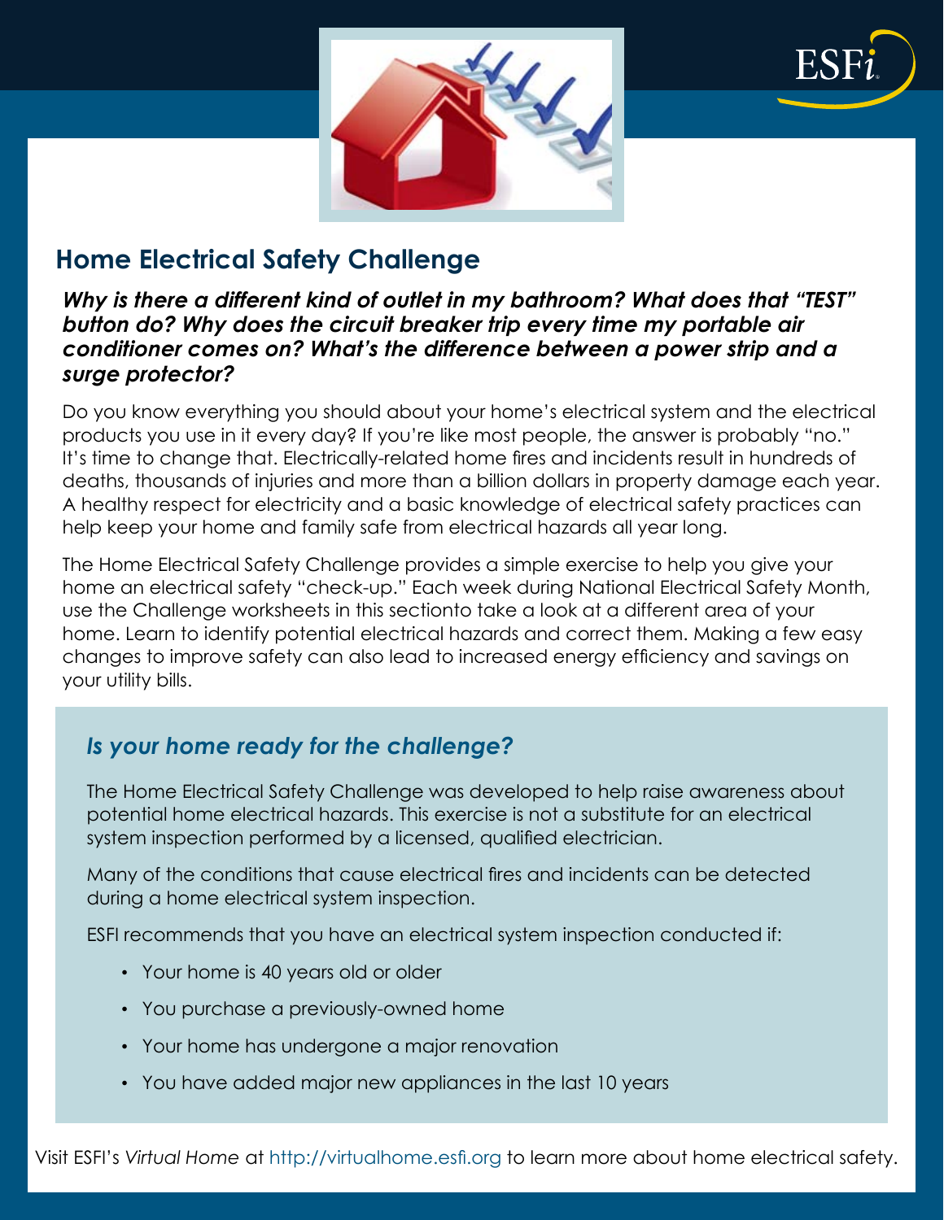## Home Electrical Safety Challenge

***Why is there a different kind of outlet in my bathroom? What does that "TEST" button do? Why does the circuit breaker trip every time my portable air conditioner comes on? What's the difference between a power strip and a surge protector?***

Do you know everything you should about your home's electrical system and the electrical products you use in it every day? If you're like most people, the answer is probably "no." It's time to change that. Electrically-related home fires and incidents result in hundreds of deaths, thousands of injuries and more than a billion dollars in property damage each year. A healthy respect for electricity and a basic knowledge of electrical safety practices can help keep your home and family safe from electrical hazards all year long.

The Home Electrical Safety Challenge provides a simple exercise to help you give your home an electrical safety "check-up." Each week during National Electrical Safety Month, use the Challenge worksheets in this sectionto take a look at a different area of your home. Learn to identify potential electrical hazards and correct them. Making a few easy changes to improve safety can also lead to increased energy efficiency and savings on your utility bills.

### *Is your home ready for the challenge?*

The Home Electrical Safety Challenge was developed to help raise awareness about potential home electrical hazards. This exercise is not a substitute for an electrical system inspection performed by a licensed, qualified electrician.

Many of the conditions that cause electrical fires and incidents can be detected during a home electrical system inspection.

ESFI recommends that you have an electrical system inspection conducted if:

- Your home is 40 years old or older
- You purchase a previously-owned home
- Your home has undergone a major renovation
- You have added major new appliances in the last 10 years

Visit ESFI's *Virtual Home* at http://virtualhome.esfi.org to learn more about home electrical safety.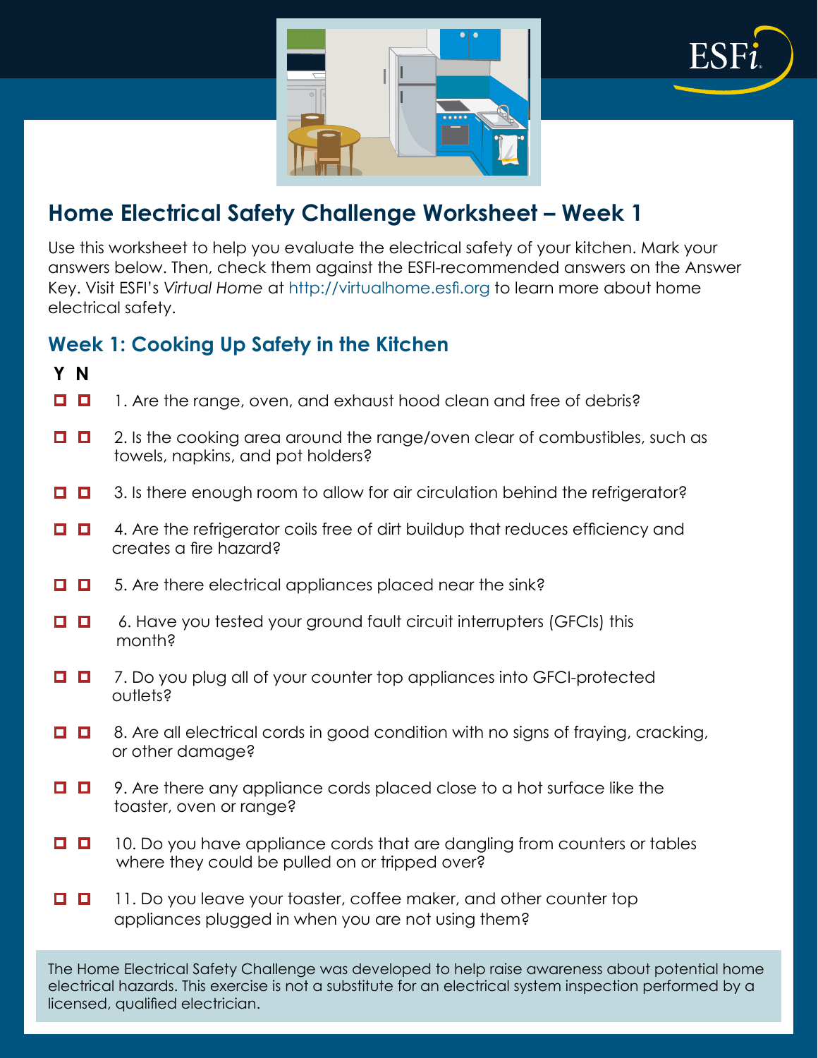## Home Electrical Safety Challenge Worksheet – Week 1

Use this worksheet to help you evaluate the electrical safety of your kitchen. Mark your answers below. Then, check them against the ESFI-recommended answers on the Answer Key. Visit ESFI's *Virtual Home* at http://virtualhome.esfi.org to learn more about home electrical safety.

### Week 1: Cooking Up Safety in the Kitchen

**Y N**

- ☐ ☐ 1. Are the range, oven, and exhaust hood clean and free of debris?
- ☐ ☐ 2. Is the cooking area around the range/oven clear of combustibles, such as towels, napkins, and pot holders?
- ☐ ☐ 3. Is there enough room to allow for air circulation behind the refrigerator?
- ☐ ☐ 4. Are the refrigerator coils free of dirt buildup that reduces efficiency and creates a fire hazard?
- ☐ ☐ 5. Are there electrical appliances placed near the sink?
- ☐ ☐ 6. Have you tested your ground fault circuit interrupters (GFCIs) this month?
- ☐ ☐ 7. Do you plug all of your counter top appliances into GFCI-protected outlets?
- ☐ ☐ 8. Are all electrical cords in good condition with no signs of fraying, cracking, or other damage?
- ☐ ☐ 9. Are there any appliance cords placed close to a hot surface like the toaster, oven or range?
- ☐ ☐ 10. Do you have appliance cords that are dangling from counters or tables where they could be pulled on or tripped over?
- ☐ ☐ 11. Do you leave your toaster, coffee maker, and other counter top appliances plugged in when you are not using them?

The Home Electrical Safety Challenge was developed to help raise awareness about potential home electrical hazards. This exercise is not a substitute for an electrical system inspection performed by a licensed, qualified electrician.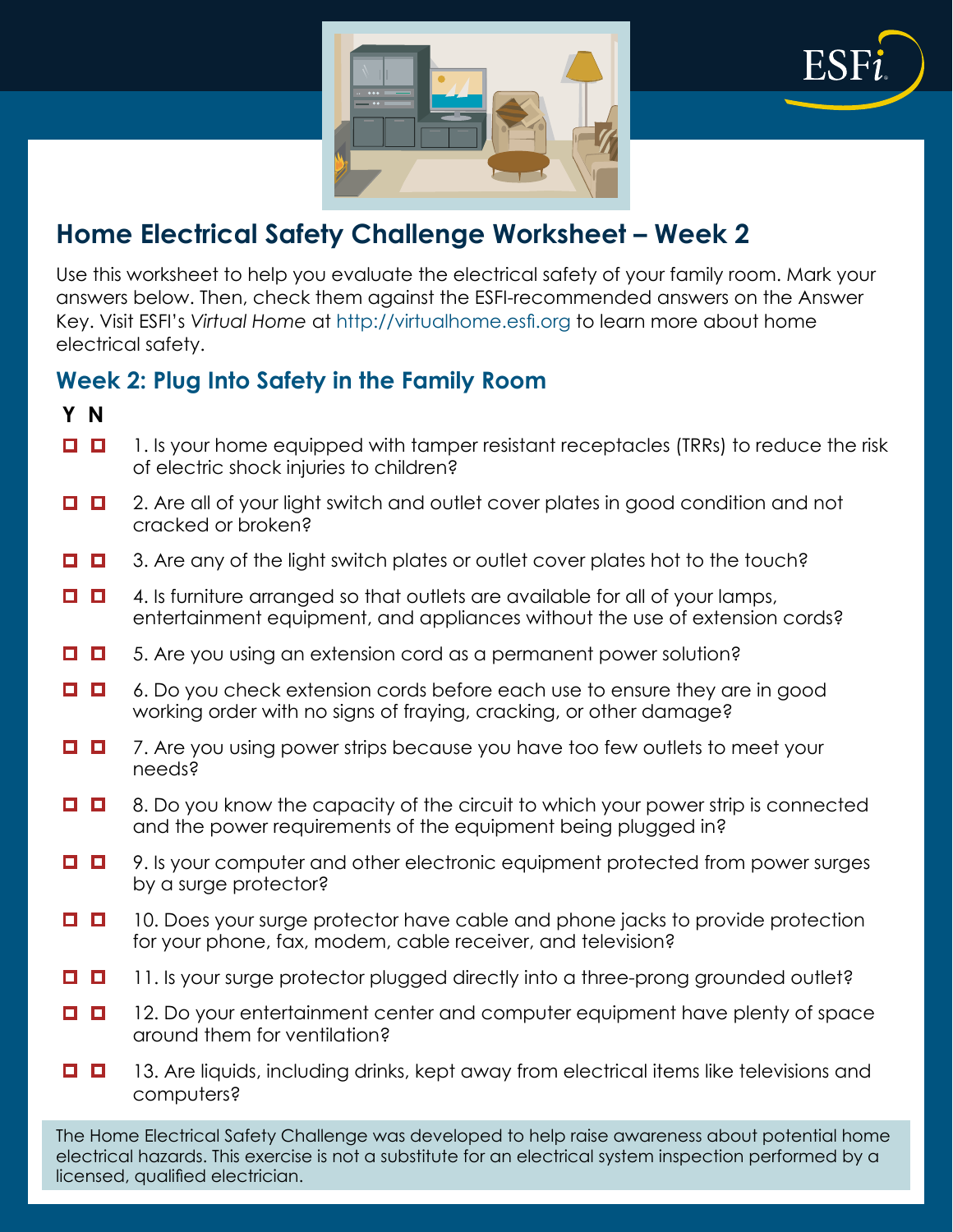# Home Electrical Safety Challenge Worksheet – Week 2

Use this worksheet to help you evaluate the electrical safety of your family room. Mark your answers below. Then, check them against the ESFI-recommended answers on the Answer Key. Visit ESFI's *Virtual Home* at http://virtualhome.esfi.org to learn more about home electrical safety.

## Week 2: Plug Into Safety in the Family Room

| Y | N | |
|---|---|---|
| ☐ | ☐ | 1. Is your home equipped with tamper resistant receptacles (TRRs) to reduce the risk of electric shock injuries to children? |
| ☐ | ☐ | 2. Are all of your light switch and outlet cover plates in good condition and not cracked or broken? |
| ☐ | ☐ | 3. Are any of the light switch plates or outlet cover plates hot to the touch? |
| ☐ | ☐ | 4. Is furniture arranged so that outlets are available for all of your lamps, entertainment equipment, and appliances without the use of extension cords? |
| ☐ | ☐ | 5. Are you using an extension cord as a permanent power solution? |
| ☐ | ☐ | 6. Do you check extension cords before each use to ensure they are in good working order with no signs of fraying, cracking, or other damage? |
| ☐ | ☐ | 7. Are you using power strips because you have too few outlets to meet your needs? |
| ☐ | ☐ | 8. Do you know the capacity of the circuit to which your power strip is connected and the power requirements of the equipment being plugged in? |
| ☐ | ☐ | 9. Is your computer and other electronic equipment protected from power surges by a surge protector? |
| ☐ | ☐ | 10. Does your surge protector have cable and phone jacks to provide protection for your phone, fax, modem, cable receiver, and television? |
| ☐ | ☐ | 11. Is your surge protector plugged directly into a three-prong grounded outlet? |
| ☐ | ☐ | 12. Do your entertainment center and computer equipment have plenty of space around them for ventilation? |
| ☐ | ☐ | 13. Are liquids, including drinks, kept away from electrical items like televisions and computers? |

The Home Electrical Safety Challenge was developed to help raise awareness about potential home electrical hazards. This exercise is not a substitute for an electrical system inspection performed by a licensed, qualified electrician.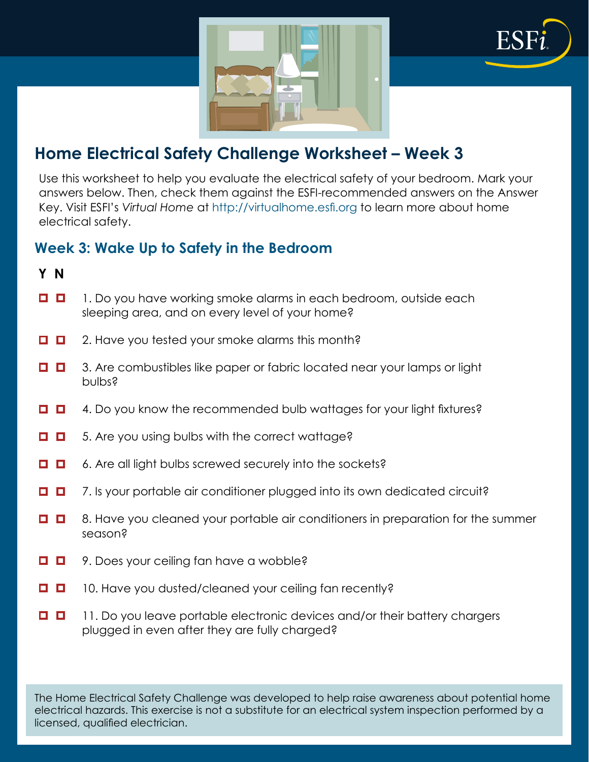# Home Electrical Safety Challenge Worksheet – Week 3

Use this worksheet to help you evaluate the electrical safety of your bedroom. Mark your answers below. Then, check them against the ESFI-recommended answers on the Answer Key. Visit ESFI's *Virtual Home* at http://virtualhome.esfi.org to learn more about home electrical safety.

## Week 3: Wake Up to Safety in the Bedroom

**Y N**

- ☐ ☐ 1. Do you have working smoke alarms in each bedroom, outside each sleeping area, and on every level of your home?
- ☐ ☐ 2. Have you tested your smoke alarms this month?
- ☐ ☐ 3. Are combustibles like paper or fabric located near your lamps or light bulbs?
- ☐ ☐ 4. Do you know the recommended bulb wattages for your light fixtures?
- ☐ ☐ 5. Are you using bulbs with the correct wattage?
- ☐ ☐ 6. Are all light bulbs screwed securely into the sockets?
- ☐ ☐ 7. Is your portable air conditioner plugged into its own dedicated circuit?
- ☐ ☐ 8. Have you cleaned your portable air conditioners in preparation for the summer season?
- ☐ ☐ 9. Does your ceiling fan have a wobble?
- ☐ ☐ 10. Have you dusted/cleaned your ceiling fan recently?
- ☐ ☐ 11. Do you leave portable electronic devices and/or their battery chargers plugged in even after they are fully charged?

The Home Electrical Safety Challenge was developed to help raise awareness about potential home electrical hazards. This exercise is not a substitute for an electrical system inspection performed by a licensed, qualified electrician.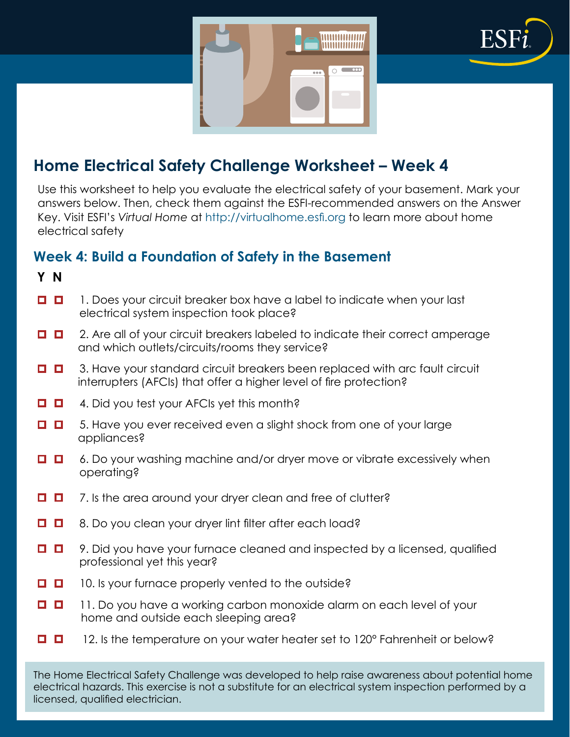# Home Electrical Safety Challenge Worksheet – Week 4

Use this worksheet to help you evaluate the electrical safety of your basement. Mark your answers below. Then, check them against the ESFI-recommended answers on the Answer Key. Visit ESFI's *Virtual Home* at http://virtualhome.esfi.org to learn more about home electrical safety

## Week 4: Build a Foundation of Safety in the Basement

**Y N**

- ☐ ☐ 1. Does your circuit breaker box have a label to indicate when your last electrical system inspection took place?
- ☐ ☐ 2. Are all of your circuit breakers labeled to indicate their correct amperage and which outlets/circuits/rooms they service?
- ☐ ☐ 3. Have your standard circuit breakers been replaced with arc fault circuit interrupters (AFCIs) that offer a higher level of fire protection?
- ☐ ☐ 4. Did you test your AFCIs yet this month?
- ☐ ☐ 5. Have you ever received even a slight shock from one of your large appliances?
- ☐ ☐ 6. Do your washing machine and/or dryer move or vibrate excessively when operating?
- ☐ ☐ 7. Is the area around your dryer clean and free of clutter?
- ☐ ☐ 8. Do you clean your dryer lint filter after each load?
- ☐ ☐ 9. Did you have your furnace cleaned and inspected by a licensed, qualified professional yet this year?
- ☐ ☐ 10. Is your furnace properly vented to the outside?
- ☐ ☐ 11. Do you have a working carbon monoxide alarm on each level of your home and outside each sleeping area?
- ☐ ☐ 12. Is the temperature on your water heater set to 120° Fahrenheit or below?

The Home Electrical Safety Challenge was developed to help raise awareness about potential home electrical hazards. This exercise is not a substitute for an electrical system inspection performed by a licensed, qualified electrician.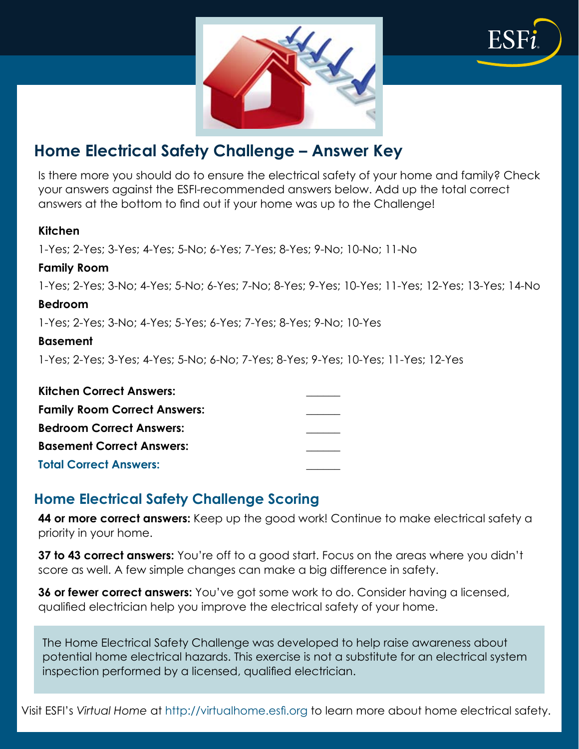ESFi

## Home Electrical Safety Challenge – Answer Key

Is there more you should do to ensure the electrical safety of your home and family? Check your answers against the ESFI-recommended answers below. Add up the total correct answers at the bottom to find out if your home was up to the Challenge!

**Kitchen**

1-Yes; 2-Yes; 3-Yes; 4-Yes; 5-No; 6-Yes; 7-Yes; 8-Yes; 9-No; 10-No; 11-No

**Family Room**

1-Yes; 2-Yes; 3-No; 4-Yes; 5-No; 6-Yes; 7-No; 8-Yes; 9-Yes; 10-Yes; 11-Yes; 12-Yes; 13-Yes; 14-No

**Bedroom**

1-Yes; 2-Yes; 3-No; 4-Yes; 5-Yes; 6-Yes; 7-Yes; 8-Yes; 9-No; 10-Yes

**Basement**

1-Yes; 2-Yes; 3-Yes; 4-Yes; 5-No; 6-No; 7-Yes; 8-Yes; 9-Yes; 10-Yes; 11-Yes; 12-Yes

**Kitchen Correct Answers:** ______

**Family Room Correct Answers:** ______

**Bedroom Correct Answers:** ______

**Basement Correct Answers:** ______

**Total Correct Answers:** ______

## Home Electrical Safety Challenge Scoring

**44 or more correct answers:** Keep up the good work! Continue to make electrical safety a priority in your home.

**37 to 43 correct answers:** You're off to a good start. Focus on the areas where you didn't score as well. A few simple changes can make a big difference in safety.

**36 or fewer correct answers:** You've got some work to do. Consider having a licensed, qualified electrician help you improve the electrical safety of your home.

The Home Electrical Safety Challenge was developed to help raise awareness about potential home electrical hazards. This exercise is not a substitute for an electrical system inspection performed by a licensed, qualified electrician.

Visit ESFI's *Virtual Home* at http://virtualhome.esfi.org to learn more about home electrical safety.